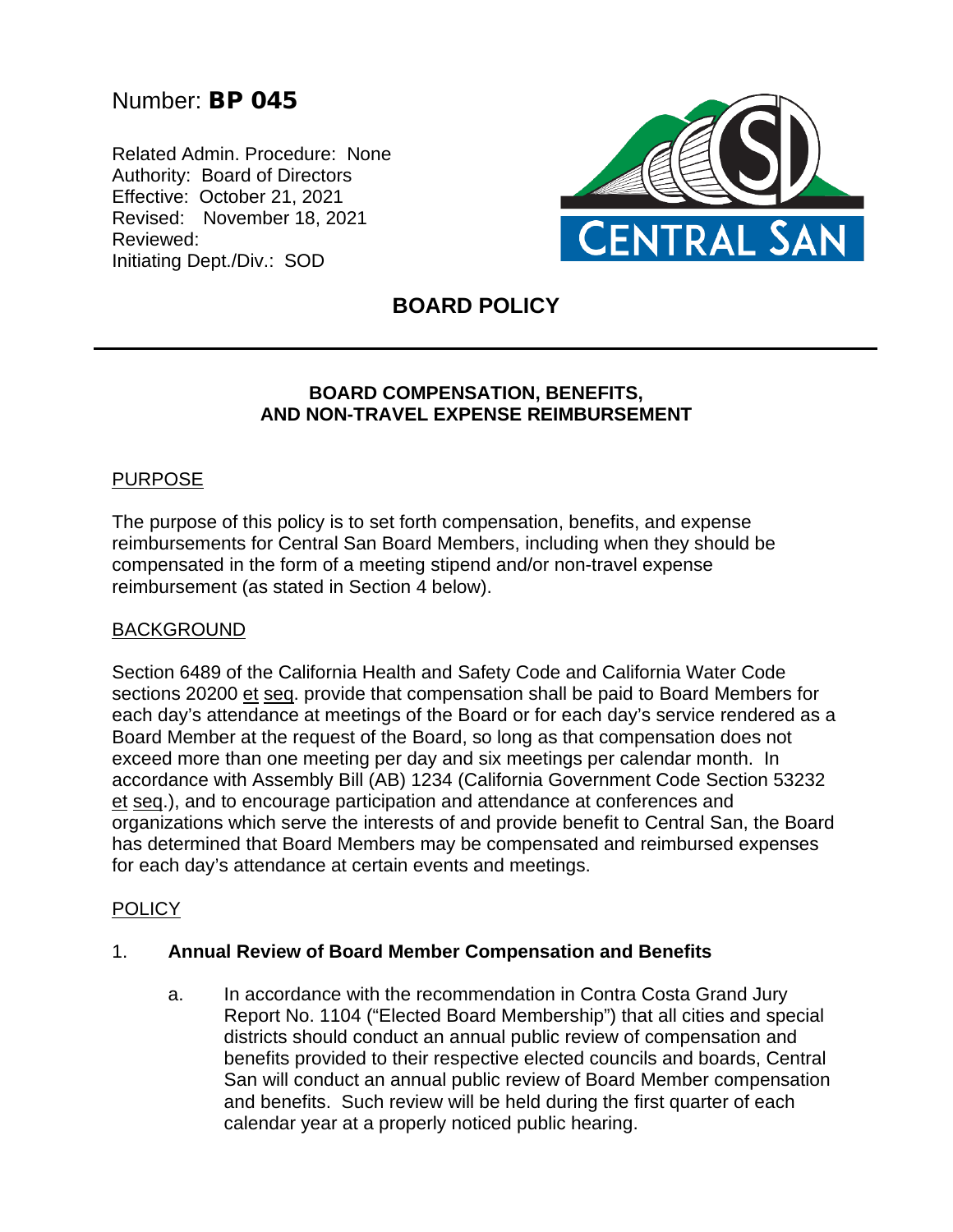Number: **BP 045**

Related Admin. Procedure: None
Authority: Board of Directors
Effective: October 21, 2021
Revised: November 18, 2021
Reviewed:
Initiating Dept./Div.: SOD

CENTRAL SAN

# BOARD POLICY

## BOARD COMPENSATION, BENEFITS, AND NON-TRAVEL EXPENSE REIMBURSEMENT

### PURPOSE

The purpose of this policy is to set forth compensation, benefits, and expense reimbursements for Central San Board Members, including when they should be compensated in the form of a meeting stipend and/or non-travel expense reimbursement (as stated in Section 4 below).

### BACKGROUND

Section 6489 of the California Health and Safety Code and California Water Code sections 20200 et seq. provide that compensation shall be paid to Board Members for each day's attendance at meetings of the Board or for each day's service rendered as a Board Member at the request of the Board, so long as that compensation does not exceed more than one meeting per day and six meetings per calendar month. In accordance with Assembly Bill (AB) 1234 (California Government Code Section 53232 et seq.), and to encourage participation and attendance at conferences and organizations which serve the interests of and provide benefit to Central San, the Board has determined that Board Members may be compensated and reimbursed expenses for each day's attendance at certain events and meetings.

### POLICY

1. **Annual Review of Board Member Compensation and Benefits**

   a. In accordance with the recommendation in Contra Costa Grand Jury Report No. 1104 ("Elected Board Membership") that all cities and special districts should conduct an annual public review of compensation and benefits provided to their respective elected councils and boards, Central San will conduct an annual public review of Board Member compensation and benefits. Such review will be held during the first quarter of each calendar year at a properly noticed public hearing.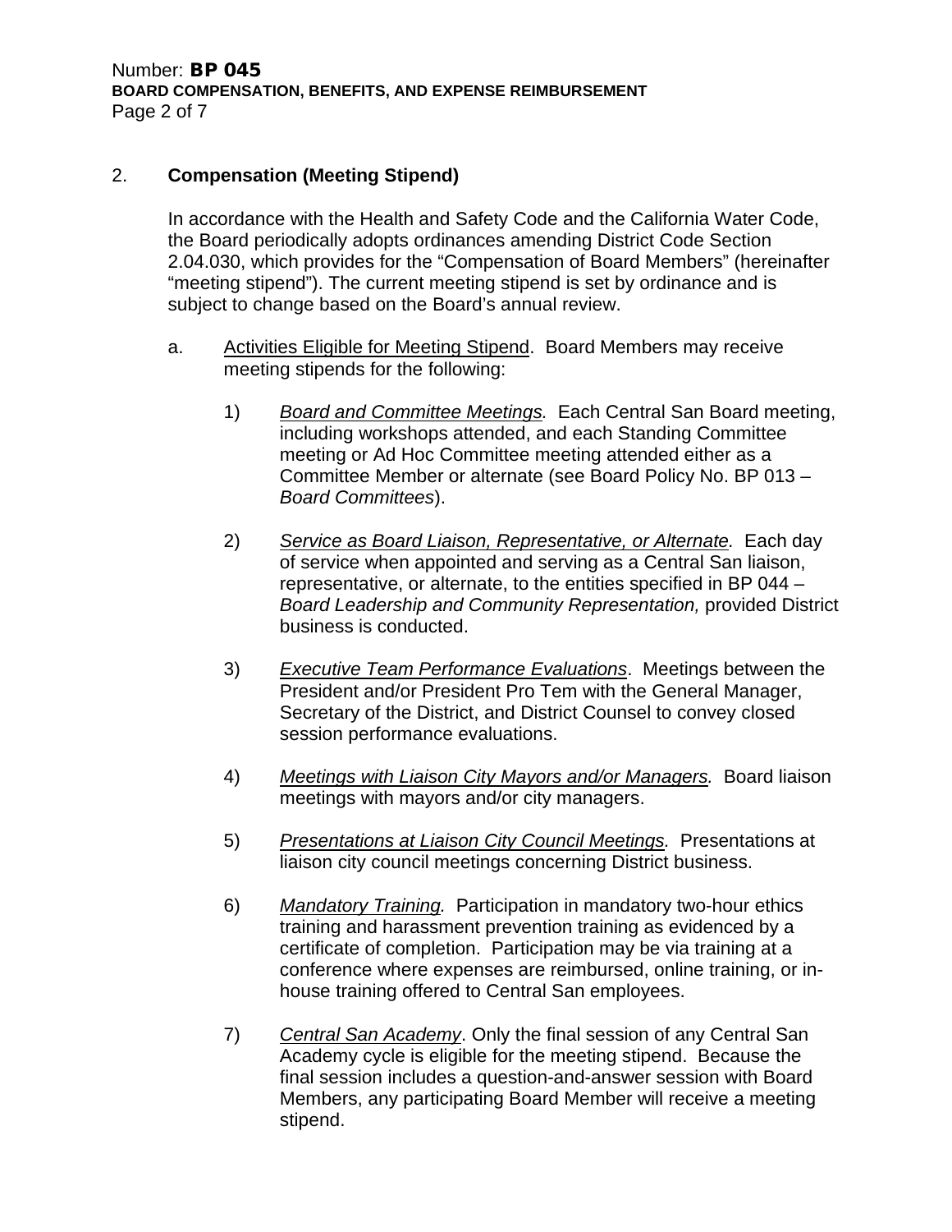## 2. **Compensation (Meeting Stipend)**

In accordance with the Health and Safety Code and the California Water Code, the Board periodically adopts ordinances amending District Code Section 2.04.030, which provides for the "Compensation of Board Members" (hereinafter "meeting stipend"). The current meeting stipend is set by ordinance and is subject to change based on the Board's annual review.

a. <u>Activities Eligible for Meeting Stipend</u>. Board Members may receive meeting stipends for the following:

1) <u>*Board and Committee Meetings.*</u> Each Central San Board meeting, including workshops attended, and each Standing Committee meeting or Ad Hoc Committee meeting attended either as a Committee Member or alternate (see Board Policy No. BP 013 – *Board Committees*).

2) <u>*Service as Board Liaison, Representative, or Alternate.*</u> Each day of service when appointed and serving as a Central San liaison, representative, or alternate, to the entities specified in BP 044 – *Board Leadership and Community Representation,* provided District business is conducted.

3) <u>*Executive Team Performance Evaluations*</u>. Meetings between the President and/or President Pro Tem with the General Manager, Secretary of the District, and District Counsel to convey closed session performance evaluations.

4) <u>*Meetings with Liaison City Mayors and/or Managers.*</u> Board liaison meetings with mayors and/or city managers.

5) <u>*Presentations at Liaison City Council Meetings.*</u> Presentations at liaison city council meetings concerning District business.

6) <u>*Mandatory Training.*</u> Participation in mandatory two-hour ethics training and harassment prevention training as evidenced by a certificate of completion. Participation may be via training at a conference where expenses are reimbursed, online training, or in-house training offered to Central San employees.

7) <u>*Central San Academy*</u>. Only the final session of any Central San Academy cycle is eligible for the meeting stipend. Because the final session includes a question-and-answer session with Board Members, any participating Board Member will receive a meeting stipend.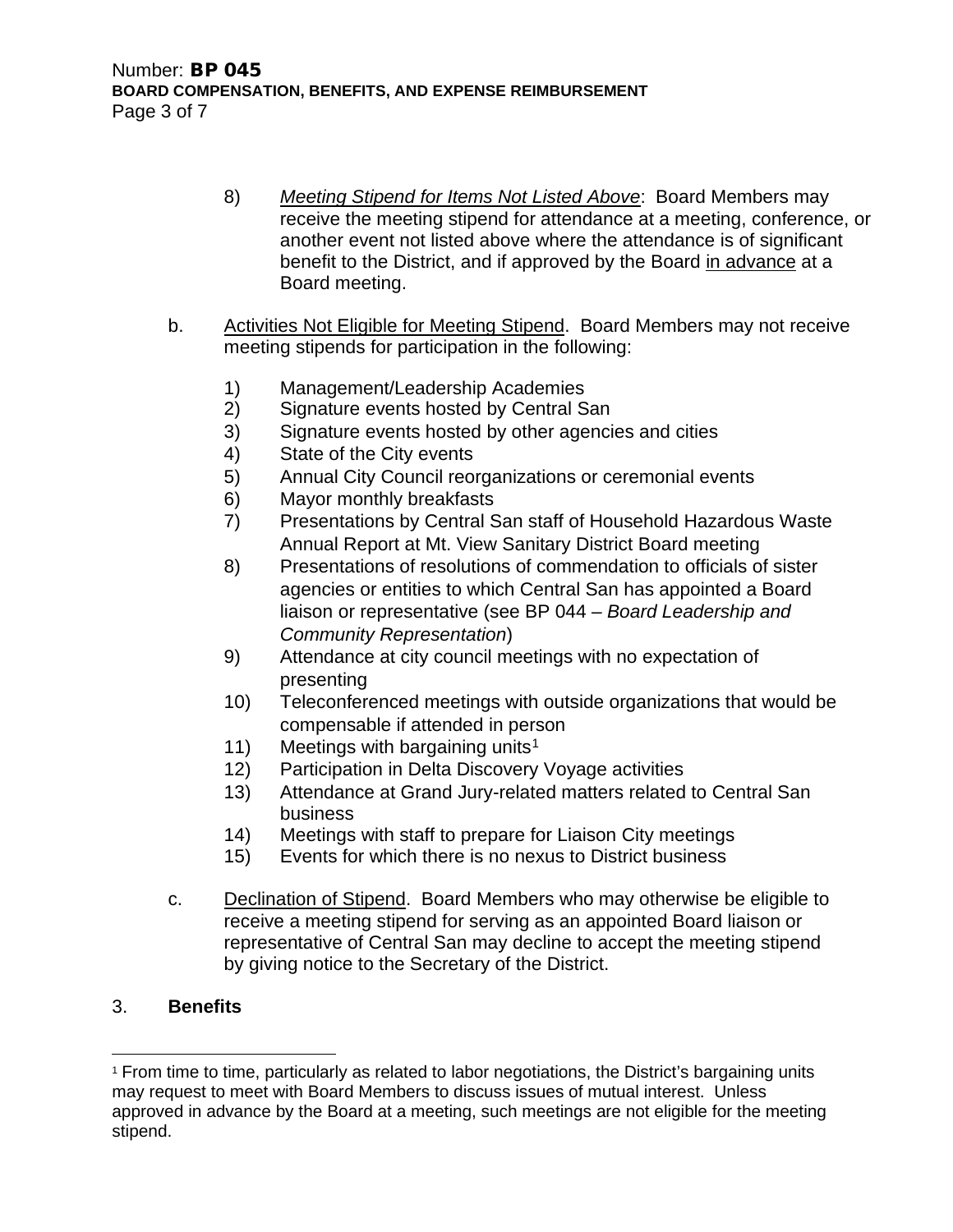8) *Meeting Stipend for Items Not Listed Above*: Board Members may receive the meeting stipend for attendance at a meeting, conference, or another event not listed above where the attendance is of significant benefit to the District, and if approved by the Board in advance at a Board meeting.

b. Activities Not Eligible for Meeting Stipend. Board Members may not receive meeting stipends for participation in the following:

1) Management/Leadership Academies
2) Signature events hosted by Central San
3) Signature events hosted by other agencies and cities
4) State of the City events
5) Annual City Council reorganizations or ceremonial events
6) Mayor monthly breakfasts
7) Presentations by Central San staff of Household Hazardous Waste Annual Report at Mt. View Sanitary District Board meeting
8) Presentations of resolutions of commendation to officials of sister agencies or entities to which Central San has appointed a Board liaison or representative (see BP 044 – *Board Leadership and Community Representation*)
9) Attendance at city council meetings with no expectation of presenting
10) Teleconferenced meetings with outside organizations that would be compensable if attended in person
11) Meetings with bargaining units[1]
12) Participation in Delta Discovery Voyage activities
13) Attendance at Grand Jury-related matters related to Central San business
14) Meetings with staff to prepare for Liaison City meetings
15) Events for which there is no nexus to District business

c. Declination of Stipend. Board Members who may otherwise be eligible to receive a meeting stipend for serving as an appointed Board liaison or representative of Central San may decline to accept the meeting stipend by giving notice to the Secretary of the District.

## 3. Benefits

---

[1] From time to time, particularly as related to labor negotiations, the District's bargaining units may request to meet with Board Members to discuss issues of mutual interest. Unless approved in advance by the Board at a meeting, such meetings are not eligible for the meeting stipend.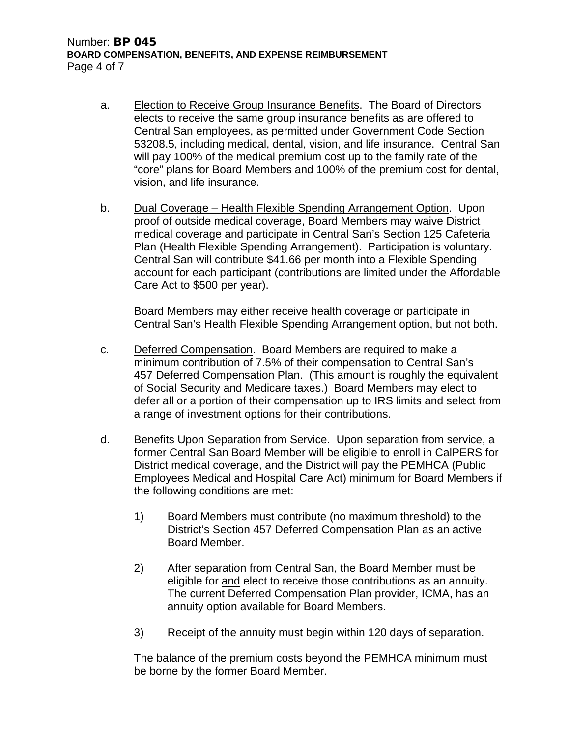a. <u>Election to Receive Group Insurance Benefits</u>. The Board of Directors elects to receive the same group insurance benefits as are offered to Central San employees, as permitted under Government Code Section 53208.5, including medical, dental, vision, and life insurance. Central San will pay 100% of the medical premium cost up to the family rate of the "core" plans for Board Members and 100% of the premium cost for dental, vision, and life insurance.

b. <u>Dual Coverage – Health Flexible Spending Arrangement Option</u>. Upon proof of outside medical coverage, Board Members may waive District medical coverage and participate in Central San's Section 125 Cafeteria Plan (Health Flexible Spending Arrangement). Participation is voluntary. Central San will contribute $41.66 per month into a Flexible Spending account for each participant (contributions are limited under the Affordable Care Act to $500 per year).

   Board Members may either receive health coverage or participate in Central San's Health Flexible Spending Arrangement option, but not both.

c. <u>Deferred Compensation</u>. Board Members are required to make a minimum contribution of 7.5% of their compensation to Central San's 457 Deferred Compensation Plan. (This amount is roughly the equivalent of Social Security and Medicare taxes.) Board Members may elect to defer all or a portion of their compensation up to IRS limits and select from a range of investment options for their contributions.

d. <u>Benefits Upon Separation from Service</u>. Upon separation from service, a former Central San Board Member will be eligible to enroll in CalPERS for District medical coverage, and the District will pay the PEMHCA (Public Employees Medical and Hospital Care Act) minimum for Board Members if the following conditions are met:

   1) Board Members must contribute (no maximum threshold) to the District's Section 457 Deferred Compensation Plan as an active Board Member.

   2) After separation from Central San, the Board Member must be eligible for <u>and</u> elect to receive those contributions as an annuity. The current Deferred Compensation Plan provider, ICMA, has an annuity option available for Board Members.

   3) Receipt of the annuity must begin within 120 days of separation.

   The balance of the premium costs beyond the PEMHCA minimum must be borne by the former Board Member.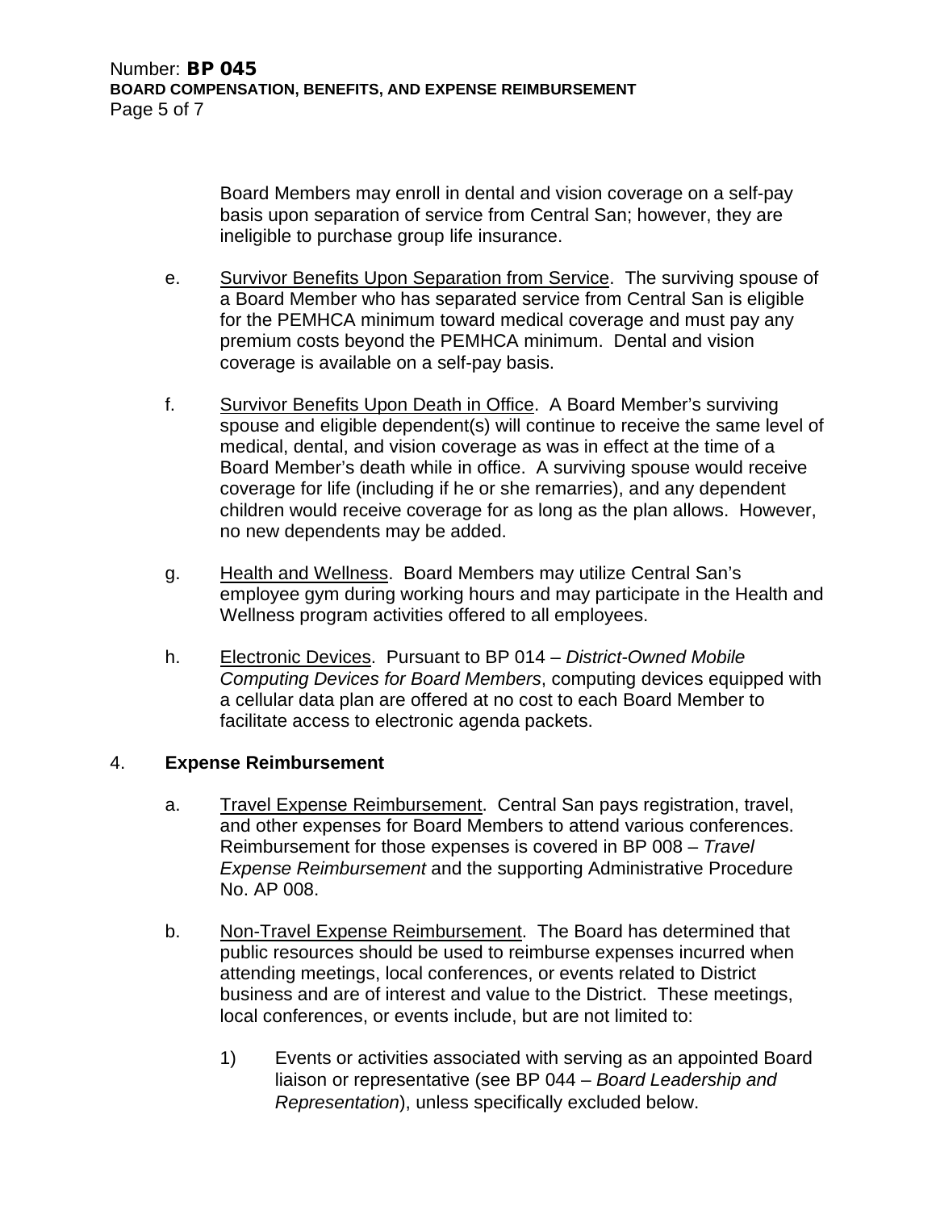Board Members may enroll in dental and vision coverage on a self-pay basis upon separation of service from Central San; however, they are ineligible to purchase group life insurance.

e. Survivor Benefits Upon Separation from Service. The surviving spouse of a Board Member who has separated service from Central San is eligible for the PEMHCA minimum toward medical coverage and must pay any premium costs beyond the PEMHCA minimum. Dental and vision coverage is available on a self-pay basis.

f. Survivor Benefits Upon Death in Office. A Board Member's surviving spouse and eligible dependent(s) will continue to receive the same level of medical, dental, and vision coverage as was in effect at the time of a Board Member's death while in office. A surviving spouse would receive coverage for life (including if he or she remarries), and any dependent children would receive coverage for as long as the plan allows. However, no new dependents may be added.

g. Health and Wellness. Board Members may utilize Central San's employee gym during working hours and may participate in the Health and Wellness program activities offered to all employees.

h. Electronic Devices. Pursuant to BP 014 – *District-Owned Mobile Computing Devices for Board Members*, computing devices equipped with a cellular data plan are offered at no cost to each Board Member to facilitate access to electronic agenda packets.

## 4. Expense Reimbursement

a. Travel Expense Reimbursement. Central San pays registration, travel, and other expenses for Board Members to attend various conferences. Reimbursement for those expenses is covered in BP 008 – *Travel Expense Reimbursement* and the supporting Administrative Procedure No. AP 008.

b. Non-Travel Expense Reimbursement. The Board has determined that public resources should be used to reimburse expenses incurred when attending meetings, local conferences, or events related to District business and are of interest and value to the District. These meetings, local conferences, or events include, but are not limited to:

1) Events or activities associated with serving as an appointed Board liaison or representative (see BP 044 – *Board Leadership and Representation*), unless specifically excluded below.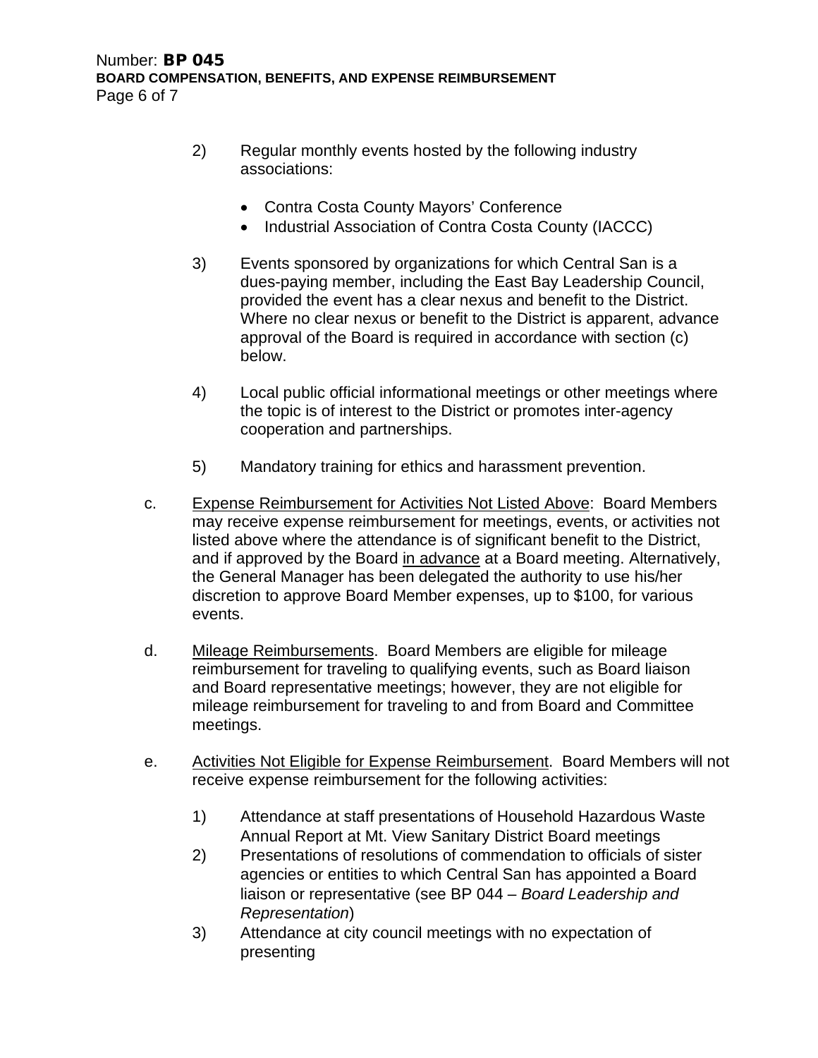2) Regular monthly events hosted by the following industry associations:

- Contra Costa County Mayors' Conference
- Industrial Association of Contra Costa County (IACCC)

3) Events sponsored by organizations for which Central San is a dues-paying member, including the East Bay Leadership Council, provided the event has a clear nexus and benefit to the District. Where no clear nexus or benefit to the District is apparent, advance approval of the Board is required in accordance with section (c) below.

4) Local public official informational meetings or other meetings where the topic is of interest to the District or promotes inter-agency cooperation and partnerships.

5) Mandatory training for ethics and harassment prevention.

c. <u>Expense Reimbursement for Activities Not Listed Above</u>: Board Members may receive expense reimbursement for meetings, events, or activities not listed above where the attendance is of significant benefit to the District, and if approved by the Board <u>in advance</u> at a Board meeting. Alternatively, the General Manager has been delegated the authority to use his/her discretion to approve Board Member expenses, up to $100, for various events.

d. <u>Mileage Reimbursements</u>. Board Members are eligible for mileage reimbursement for traveling to qualifying events, such as Board liaison and Board representative meetings; however, they are not eligible for mileage reimbursement for traveling to and from Board and Committee meetings.

e. <u>Activities Not Eligible for Expense Reimbursement</u>. Board Members will not receive expense reimbursement for the following activities:

1) Attendance at staff presentations of Household Hazardous Waste Annual Report at Mt. View Sanitary District Board meetings
2) Presentations of resolutions of commendation to officials of sister agencies or entities to which Central San has appointed a Board liaison or representative (see BP 044 – *Board Leadership and Representation*)
3) Attendance at city council meetings with no expectation of presenting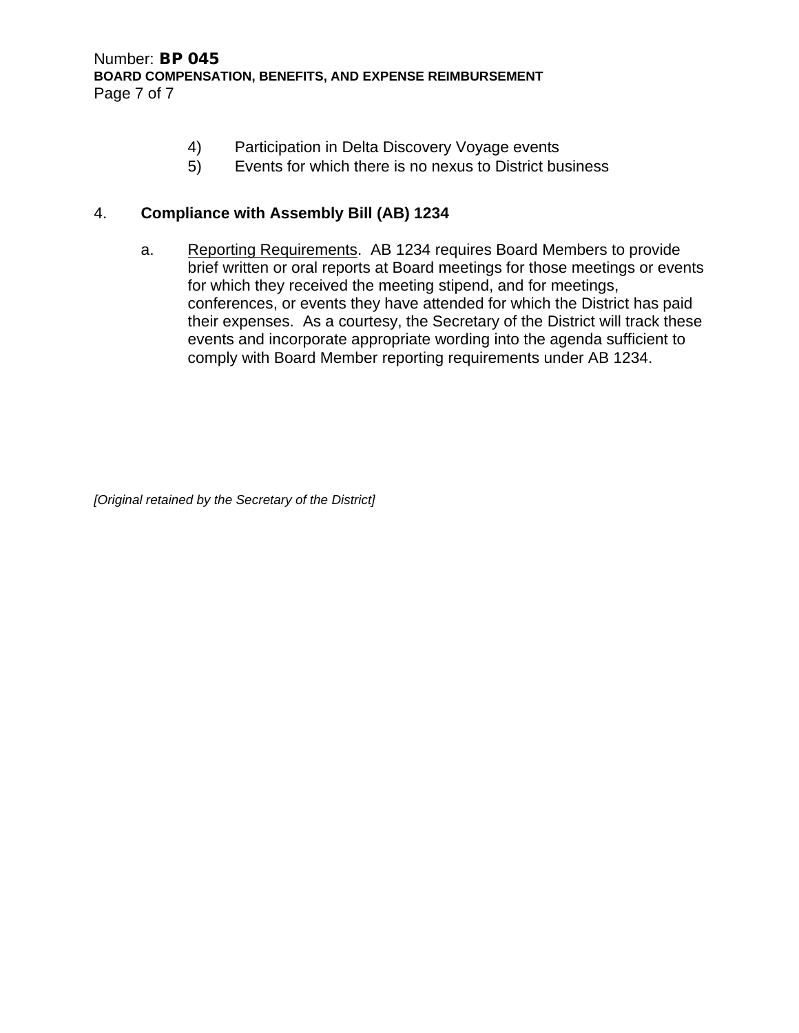4) Participation in Delta Discovery Voyage events
5) Events for which there is no nexus to District business

4. **Compliance with Assembly Bill (AB) 1234**

a. Reporting Requirements. AB 1234 requires Board Members to provide brief written or oral reports at Board meetings for those meetings or events for which they received the meeting stipend, and for meetings, conferences, or events they have attended for which the District has paid their expenses. As a courtesy, the Secretary of the District will track these events and incorporate appropriate wording into the agenda sufficient to comply with Board Member reporting requirements under AB 1234.

*[Original retained by the Secretary of the District]*